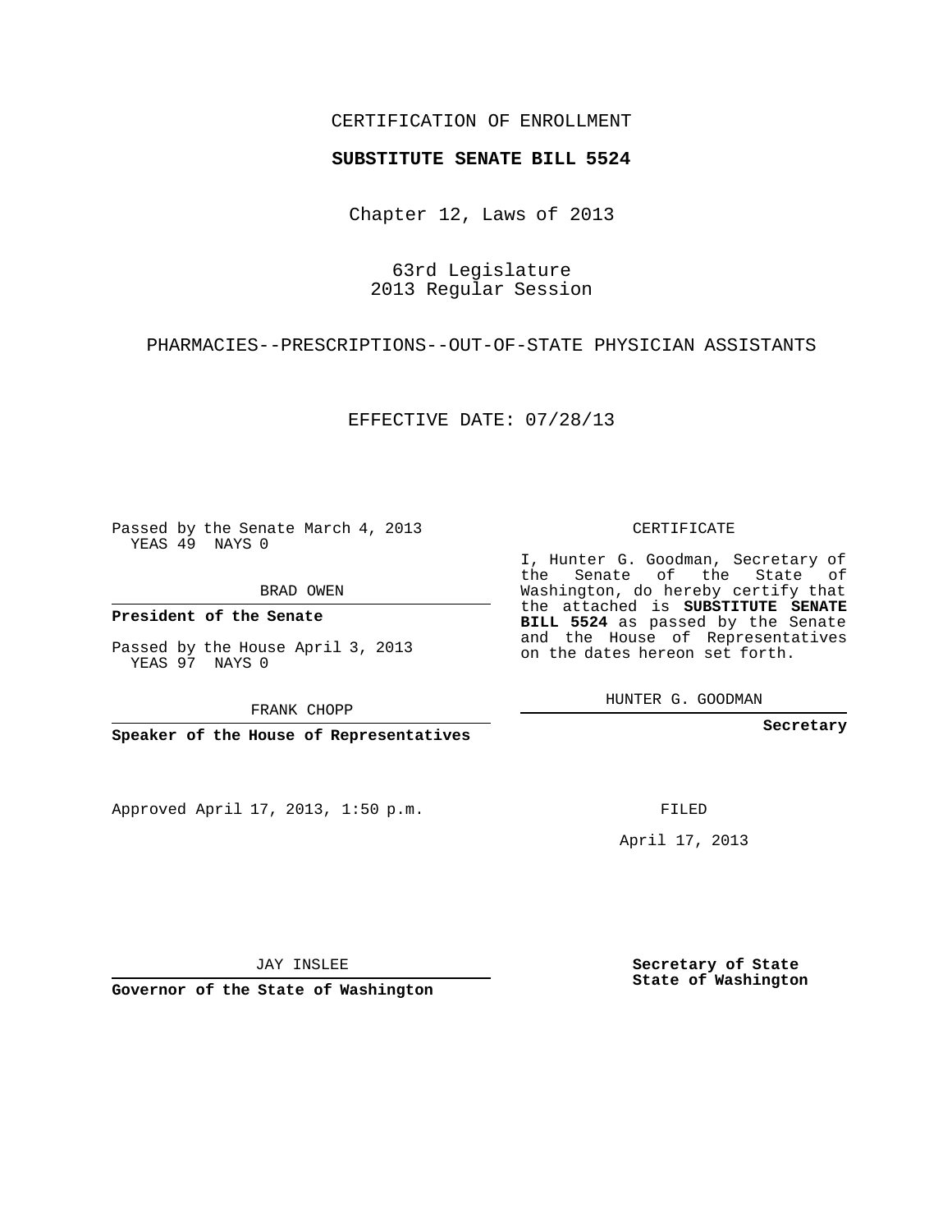CERTIFICATION OF ENROLLMENT

**SUBSTITUTE SENATE BILL 5524**

Chapter 12, Laws of 2013

63rd Legislature
2013 Regular Session

PHARMACIES--PRESCRIPTIONS--OUT-OF-STATE PHYSICIAN ASSISTANTS

EFFECTIVE DATE: 07/28/13

Passed by the Senate March 4, 2013
YEAS 49 NAYS 0

BRAD OWEN

**President of the Senate**

Passed by the House April 3, 2013
YEAS 97 NAYS 0

FRANK CHOPP

**Speaker of the House of Representatives**

CERTIFICATE

I, Hunter G. Goodman, Secretary of the Senate of the State of Washington, do hereby certify that the attached is **SUBSTITUTE SENATE BILL 5524** as passed by the Senate and the House of Representatives on the dates hereon set forth.

HUNTER G. GOODMAN

**Secretary**

Approved April 17, 2013, 1:50 p.m.

FILED

April 17, 2013

JAY INSLEE

**Governor of the State of Washington**

**Secretary of State**
**State of Washington**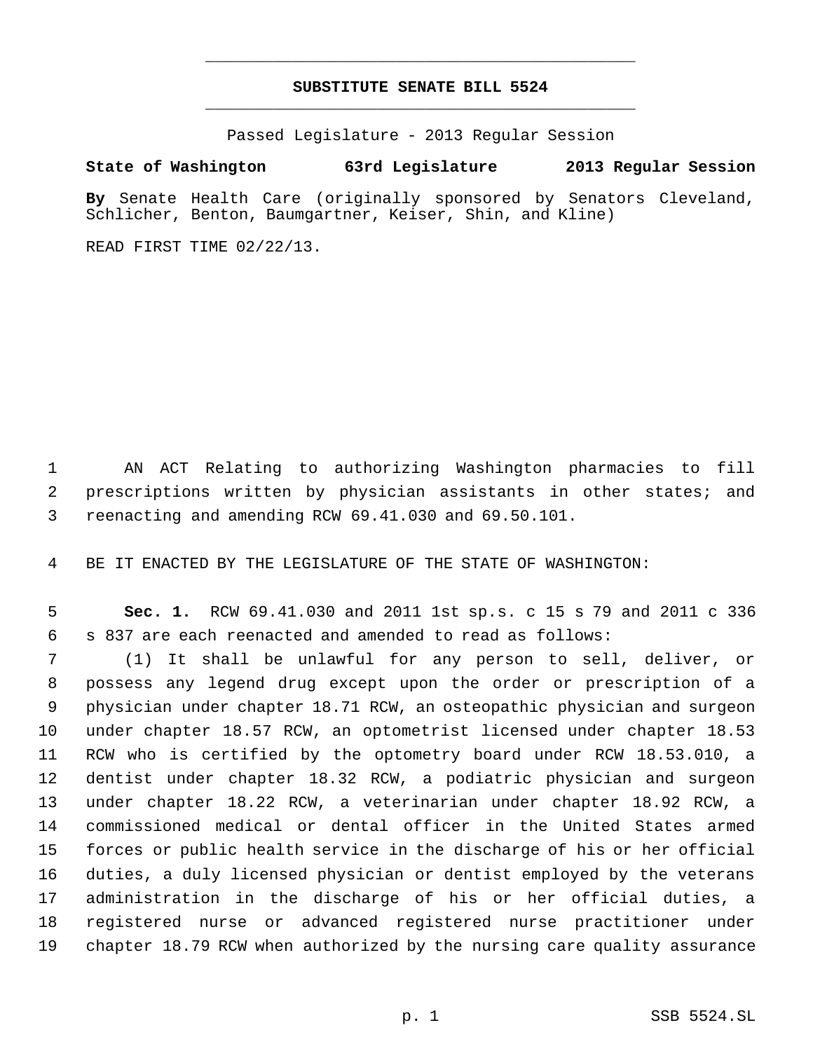**SUBSTITUTE SENATE BILL 5524**

Passed Legislature - 2013 Regular Session

**State of Washington 63rd Legislature 2013 Regular Session**

**By** Senate Health Care (originally sponsored by Senators Cleveland, Schlicher, Benton, Baumgartner, Keiser, Shin, and Kline)

READ FIRST TIME 02/22/13.

1 AN ACT Relating to authorizing Washington pharmacies to fill
2 prescriptions written by physician assistants in other states; and
3 reenacting and amending RCW 69.41.030 and 69.50.101.

4 BE IT ENACTED BY THE LEGISLATURE OF THE STATE OF WASHINGTON:

5 **Sec. 1.** RCW 69.41.030 and 2011 1st sp.s. c 15 s 79 and 2011 c 336
6 s 837 are each reenacted and amended to read as follows:

7 (1) It shall be unlawful for any person to sell, deliver, or
8 possess any legend drug except upon the order or prescription of a
9 physician under chapter 18.71 RCW, an osteopathic physician and surgeon
10 under chapter 18.57 RCW, an optometrist licensed under chapter 18.53
11 RCW who is certified by the optometry board under RCW 18.53.010, a
12 dentist under chapter 18.32 RCW, a podiatric physician and surgeon
13 under chapter 18.22 RCW, a veterinarian under chapter 18.92 RCW, a
14 commissioned medical or dental officer in the United States armed
15 forces or public health service in the discharge of his or her official
16 duties, a duly licensed physician or dentist employed by the veterans
17 administration in the discharge of his or her official duties, a
18 registered nurse or advanced registered nurse practitioner under
19 chapter 18.79 RCW when authorized by the nursing care quality assurance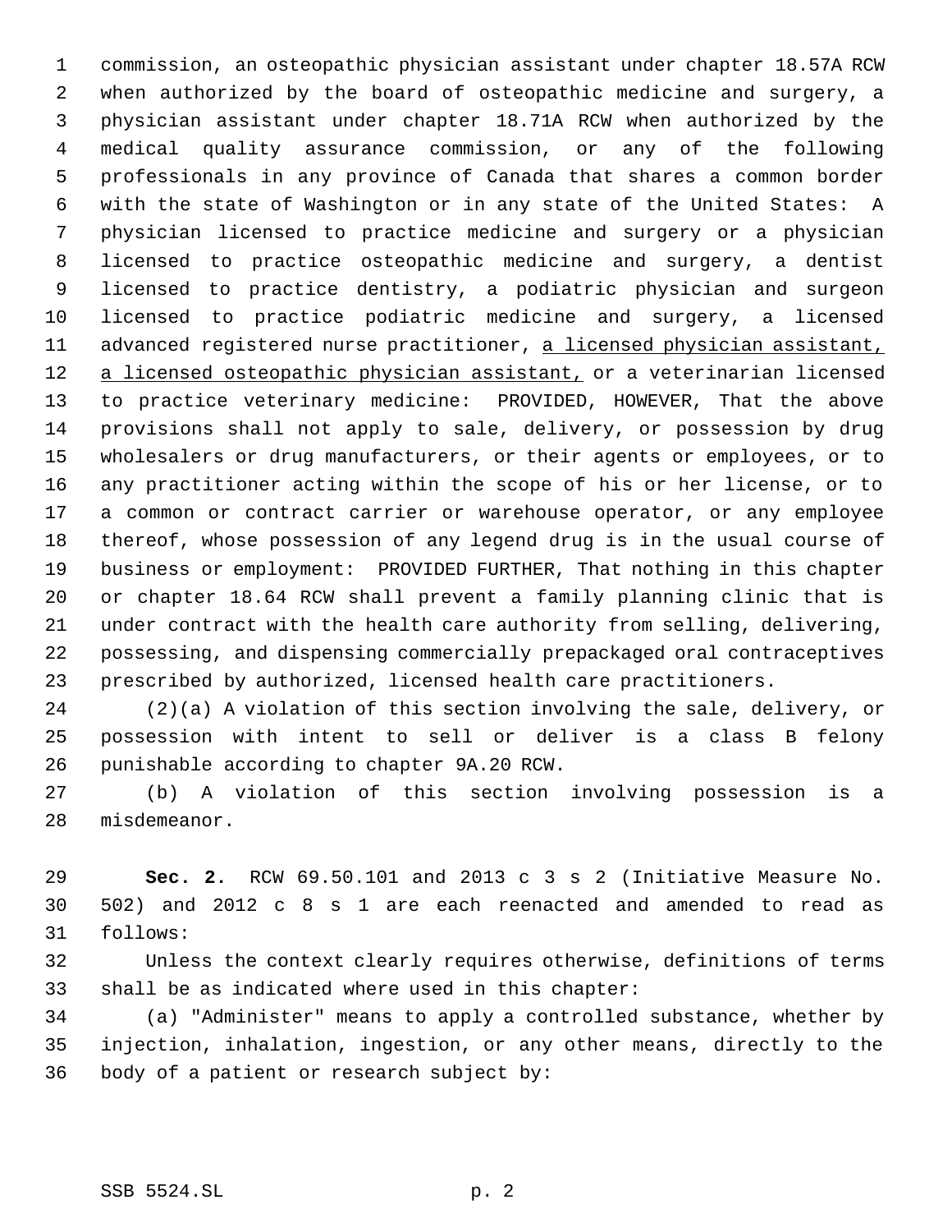commission, an osteopathic physician assistant under chapter 18.57A RCW when authorized by the board of osteopathic medicine and surgery, a physician assistant under chapter 18.71A RCW when authorized by the medical quality assurance commission, or any of the following professionals in any province of Canada that shares a common border with the state of Washington or in any state of the United States: A physician licensed to practice medicine and surgery or a physician licensed to practice osteopathic medicine and surgery, a dentist licensed to practice dentistry, a podiatric physician and surgeon licensed to practice podiatric medicine and surgery, a licensed advanced registered nurse practitioner, <u>a licensed physician assistant, a licensed osteopathic physician assistant,</u> or a veterinarian licensed to practice veterinary medicine: PROVIDED, HOWEVER, That the above provisions shall not apply to sale, delivery, or possession by drug wholesalers or drug manufacturers, or their agents or employees, or to any practitioner acting within the scope of his or her license, or to a common or contract carrier or warehouse operator, or any employee thereof, whose possession of any legend drug is in the usual course of business or employment: PROVIDED FURTHER, That nothing in this chapter or chapter 18.64 RCW shall prevent a family planning clinic that is under contract with the health care authority from selling, delivering, possessing, and dispensing commercially prepackaged oral contraceptives prescribed by authorized, licensed health care practitioners.

(2)(a) A violation of this section involving the sale, delivery, or possession with intent to sell or deliver is a class B felony punishable according to chapter 9A.20 RCW.

(b) A violation of this section involving possession is a misdemeanor.

**Sec. 2.** RCW 69.50.101 and 2013 c 3 s 2 (Initiative Measure No. 502) and 2012 c 8 s 1 are each reenacted and amended to read as follows:

Unless the context clearly requires otherwise, definitions of terms shall be as indicated where used in this chapter:

(a) "Administer" means to apply a controlled substance, whether by injection, inhalation, ingestion, or any other means, directly to the body of a patient or research subject by: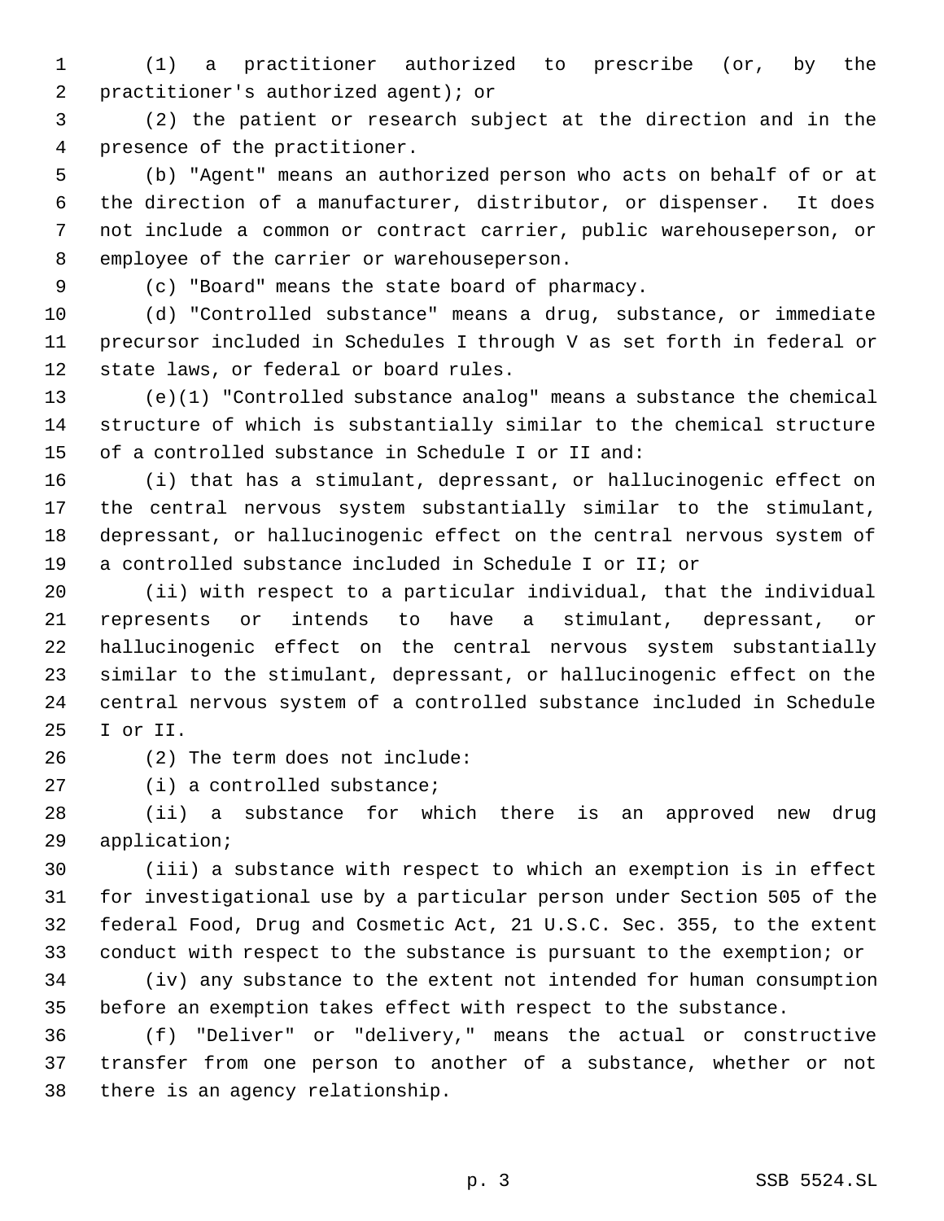(1) a practitioner authorized to prescribe (or, by the practitioner's authorized agent); or

(2) the patient or research subject at the direction and in the presence of the practitioner.

(b) "Agent" means an authorized person who acts on behalf of or at the direction of a manufacturer, distributor, or dispenser. It does not include a common or contract carrier, public warehouseperson, or employee of the carrier or warehouseperson.

(c) "Board" means the state board of pharmacy.

(d) "Controlled substance" means a drug, substance, or immediate precursor included in Schedules I through V as set forth in federal or state laws, or federal or board rules.

(e)(1) "Controlled substance analog" means a substance the chemical structure of which is substantially similar to the chemical structure of a controlled substance in Schedule I or II and:

(i) that has a stimulant, depressant, or hallucinogenic effect on the central nervous system substantially similar to the stimulant, depressant, or hallucinogenic effect on the central nervous system of a controlled substance included in Schedule I or II; or

(ii) with respect to a particular individual, that the individual represents or intends to have a stimulant, depressant, or hallucinogenic effect on the central nervous system substantially similar to the stimulant, depressant, or hallucinogenic effect on the central nervous system of a controlled substance included in Schedule I or II.

(2) The term does not include:

(i) a controlled substance;

(ii) a substance for which there is an approved new drug application;

(iii) a substance with respect to which an exemption is in effect for investigational use by a particular person under Section 505 of the federal Food, Drug and Cosmetic Act, 21 U.S.C. Sec. 355, to the extent conduct with respect to the substance is pursuant to the exemption; or

(iv) any substance to the extent not intended for human consumption before an exemption takes effect with respect to the substance.

(f) "Deliver" or "delivery," means the actual or constructive transfer from one person to another of a substance, whether or not there is an agency relationship.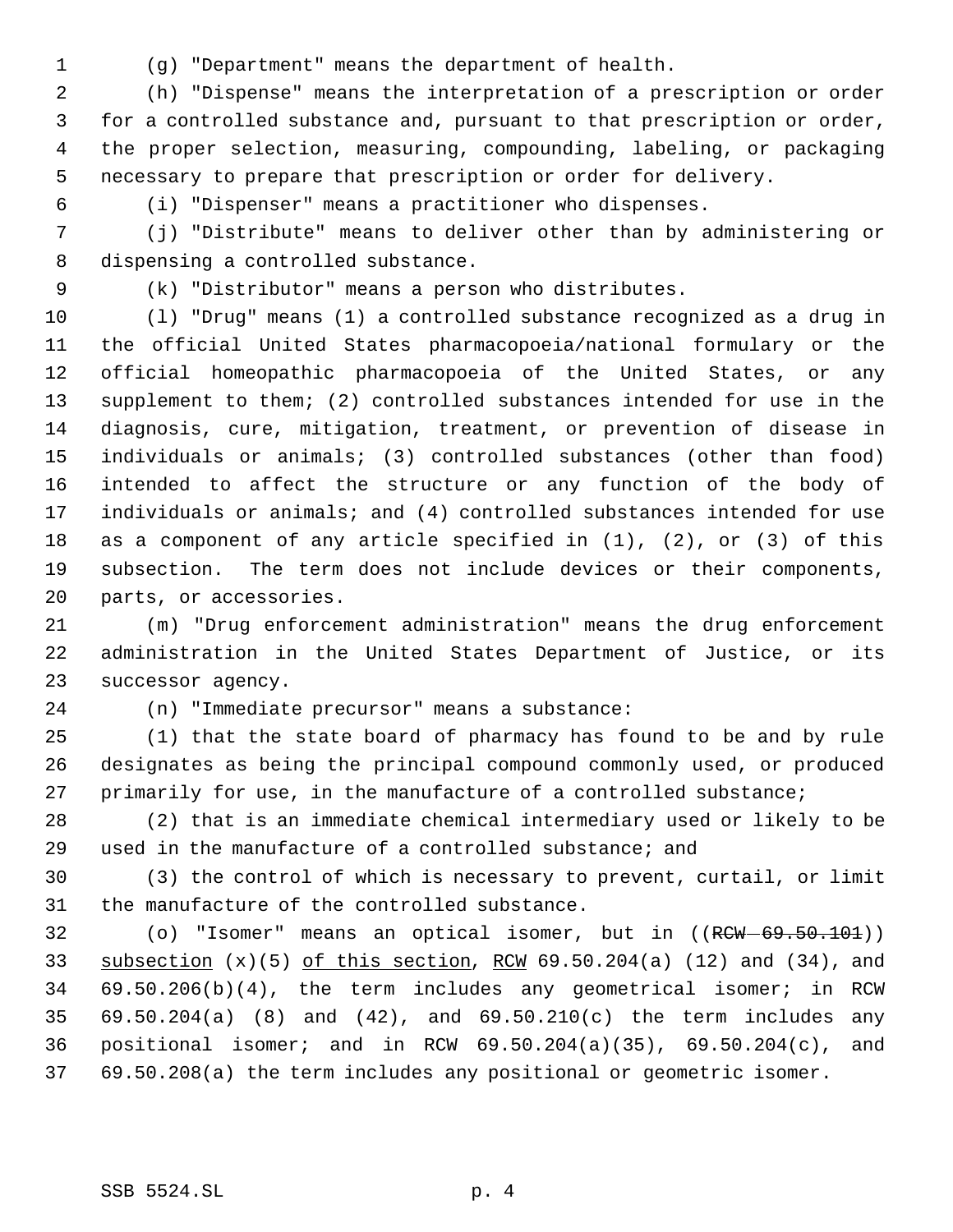(g) "Department" means the department of health.

(h) "Dispense" means the interpretation of a prescription or order for a controlled substance and, pursuant to that prescription or order, the proper selection, measuring, compounding, labeling, or packaging necessary to prepare that prescription or order for delivery.

(i) "Dispenser" means a practitioner who dispenses.

(j) "Distribute" means to deliver other than by administering or dispensing a controlled substance.

(k) "Distributor" means a person who distributes.

(l) "Drug" means (1) a controlled substance recognized as a drug in the official United States pharmacopoeia/national formulary or the official homeopathic pharmacopoeia of the United States, or any supplement to them; (2) controlled substances intended for use in the diagnosis, cure, mitigation, treatment, or prevention of disease in individuals or animals; (3) controlled substances (other than food) intended to affect the structure or any function of the body of individuals or animals; and (4) controlled substances intended for use as a component of any article specified in (1), (2), or (3) of this subsection. The term does not include devices or their components, parts, or accessories.

(m) "Drug enforcement administration" means the drug enforcement administration in the United States Department of Justice, or its successor agency.

(n) "Immediate precursor" means a substance:

(1) that the state board of pharmacy has found to be and by rule designates as being the principal compound commonly used, or produced primarily for use, in the manufacture of a controlled substance;

(2) that is an immediate chemical intermediary used or likely to be used in the manufacture of a controlled substance; and

(3) the control of which is necessary to prevent, curtail, or limit the manufacture of the controlled substance.

(o) "Isomer" means an optical isomer, but in ((~~RCW 69.50.101~~)) subsection (x)(5) of this section, RCW 69.50.204(a) (12) and (34), and 69.50.206(b)(4), the term includes any geometrical isomer; in RCW 69.50.204(a) (8) and (42), and 69.50.210(c) the term includes any positional isomer; and in RCW 69.50.204(a)(35), 69.50.204(c), and 69.50.208(a) the term includes any positional or geometric isomer.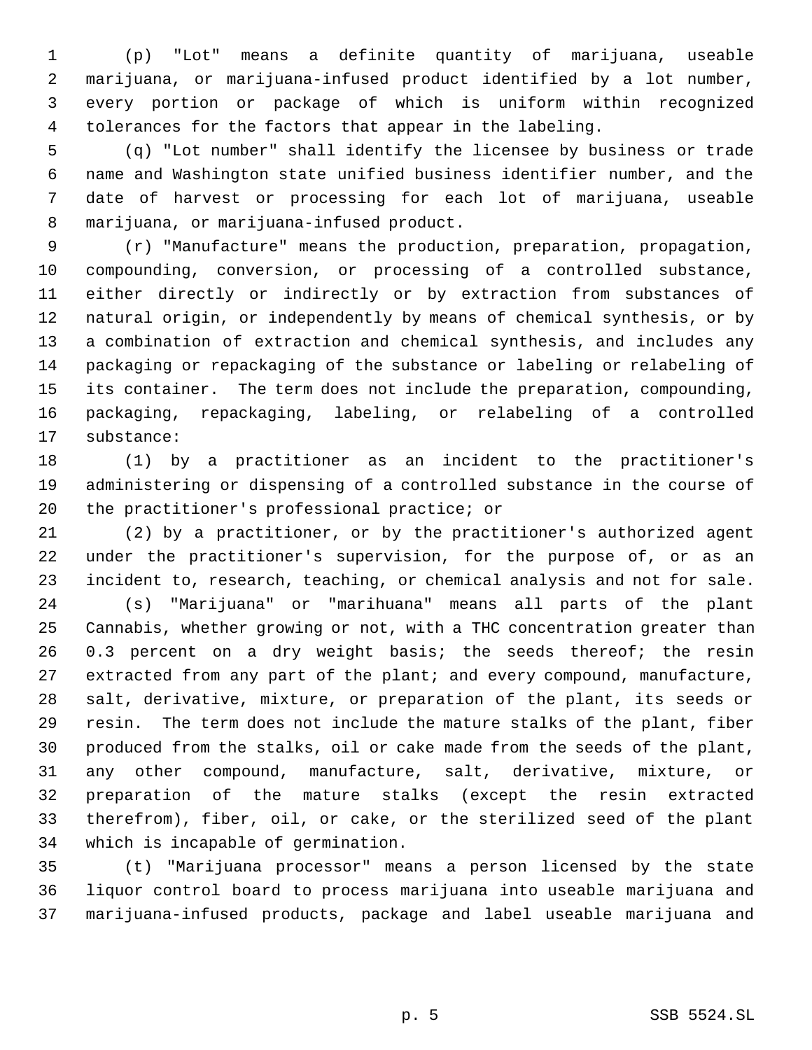(p) "Lot" means a definite quantity of marijuana, useable marijuana, or marijuana-infused product identified by a lot number, every portion or package of which is uniform within recognized tolerances for the factors that appear in the labeling.

(q) "Lot number" shall identify the licensee by business or trade name and Washington state unified business identifier number, and the date of harvest or processing for each lot of marijuana, useable marijuana, or marijuana-infused product.

(r) "Manufacture" means the production, preparation, propagation, compounding, conversion, or processing of a controlled substance, either directly or indirectly or by extraction from substances of natural origin, or independently by means of chemical synthesis, or by a combination of extraction and chemical synthesis, and includes any packaging or repackaging of the substance or labeling or relabeling of its container. The term does not include the preparation, compounding, packaging, repackaging, labeling, or relabeling of a controlled substance:

(1) by a practitioner as an incident to the practitioner's administering or dispensing of a controlled substance in the course of the practitioner's professional practice; or

(2) by a practitioner, or by the practitioner's authorized agent under the practitioner's supervision, for the purpose of, or as an incident to, research, teaching, or chemical analysis and not for sale.

(s) "Marijuana" or "marihuana" means all parts of the plant Cannabis, whether growing or not, with a THC concentration greater than 0.3 percent on a dry weight basis; the seeds thereof; the resin extracted from any part of the plant; and every compound, manufacture, salt, derivative, mixture, or preparation of the plant, its seeds or resin. The term does not include the mature stalks of the plant, fiber produced from the stalks, oil or cake made from the seeds of the plant, any other compound, manufacture, salt, derivative, mixture, or preparation of the mature stalks (except the resin extracted therefrom), fiber, oil, or cake, or the sterilized seed of the plant which is incapable of germination.

(t) "Marijuana processor" means a person licensed by the state liquor control board to process marijuana into useable marijuana and marijuana-infused products, package and label useable marijuana and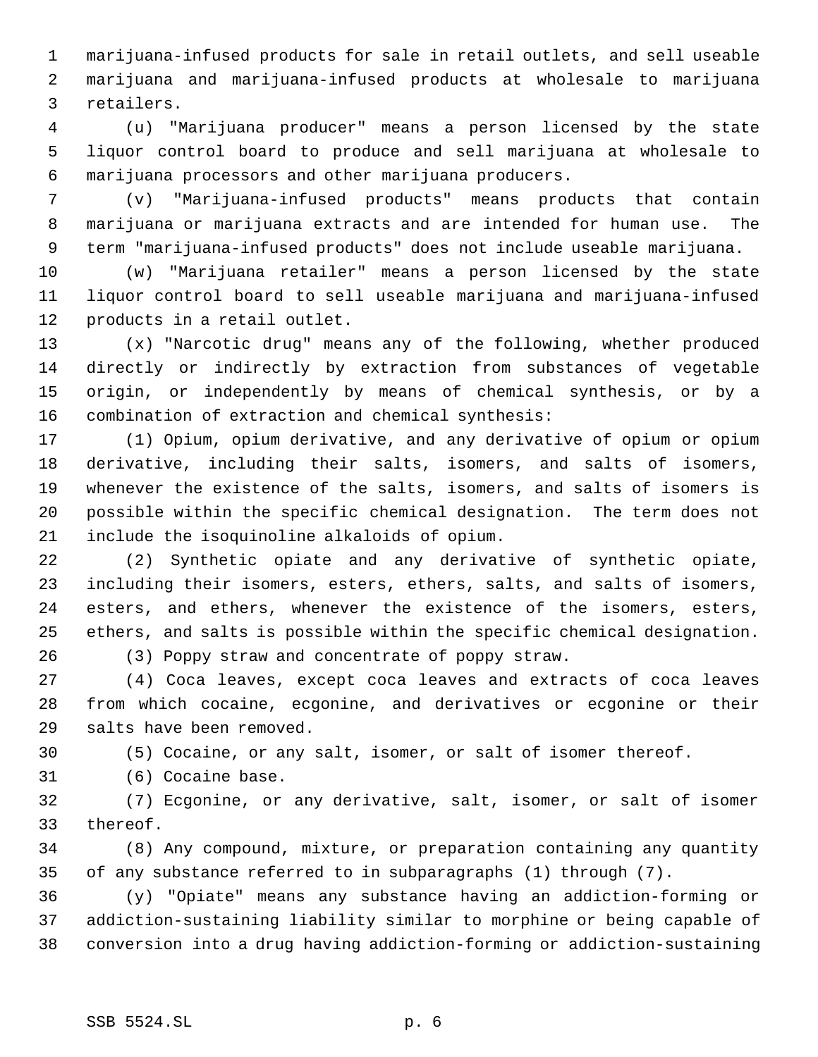marijuana-infused products for sale in retail outlets, and sell useable marijuana and marijuana-infused products at wholesale to marijuana retailers.

(u) "Marijuana producer" means a person licensed by the state liquor control board to produce and sell marijuana at wholesale to marijuana processors and other marijuana producers.

(v) "Marijuana-infused products" means products that contain marijuana or marijuana extracts and are intended for human use. The term "marijuana-infused products" does not include useable marijuana.

(w) "Marijuana retailer" means a person licensed by the state liquor control board to sell useable marijuana and marijuana-infused products in a retail outlet.

(x) "Narcotic drug" means any of the following, whether produced directly or indirectly by extraction from substances of vegetable origin, or independently by means of chemical synthesis, or by a combination of extraction and chemical synthesis:

(1) Opium, opium derivative, and any derivative of opium or opium derivative, including their salts, isomers, and salts of isomers, whenever the existence of the salts, isomers, and salts of isomers is possible within the specific chemical designation. The term does not include the isoquinoline alkaloids of opium.

(2) Synthetic opiate and any derivative of synthetic opiate, including their isomers, esters, ethers, salts, and salts of isomers, esters, and ethers, whenever the existence of the isomers, esters, ethers, and salts is possible within the specific chemical designation.

(3) Poppy straw and concentrate of poppy straw.

(4) Coca leaves, except coca leaves and extracts of coca leaves from which cocaine, ecgonine, and derivatives or ecgonine or their salts have been removed.

(5) Cocaine, or any salt, isomer, or salt of isomer thereof.

(6) Cocaine base.

(7) Ecgonine, or any derivative, salt, isomer, or salt of isomer thereof.

(8) Any compound, mixture, or preparation containing any quantity of any substance referred to in subparagraphs (1) through (7).

(y) "Opiate" means any substance having an addiction-forming or addiction-sustaining liability similar to morphine or being capable of conversion into a drug having addiction-forming or addiction-sustaining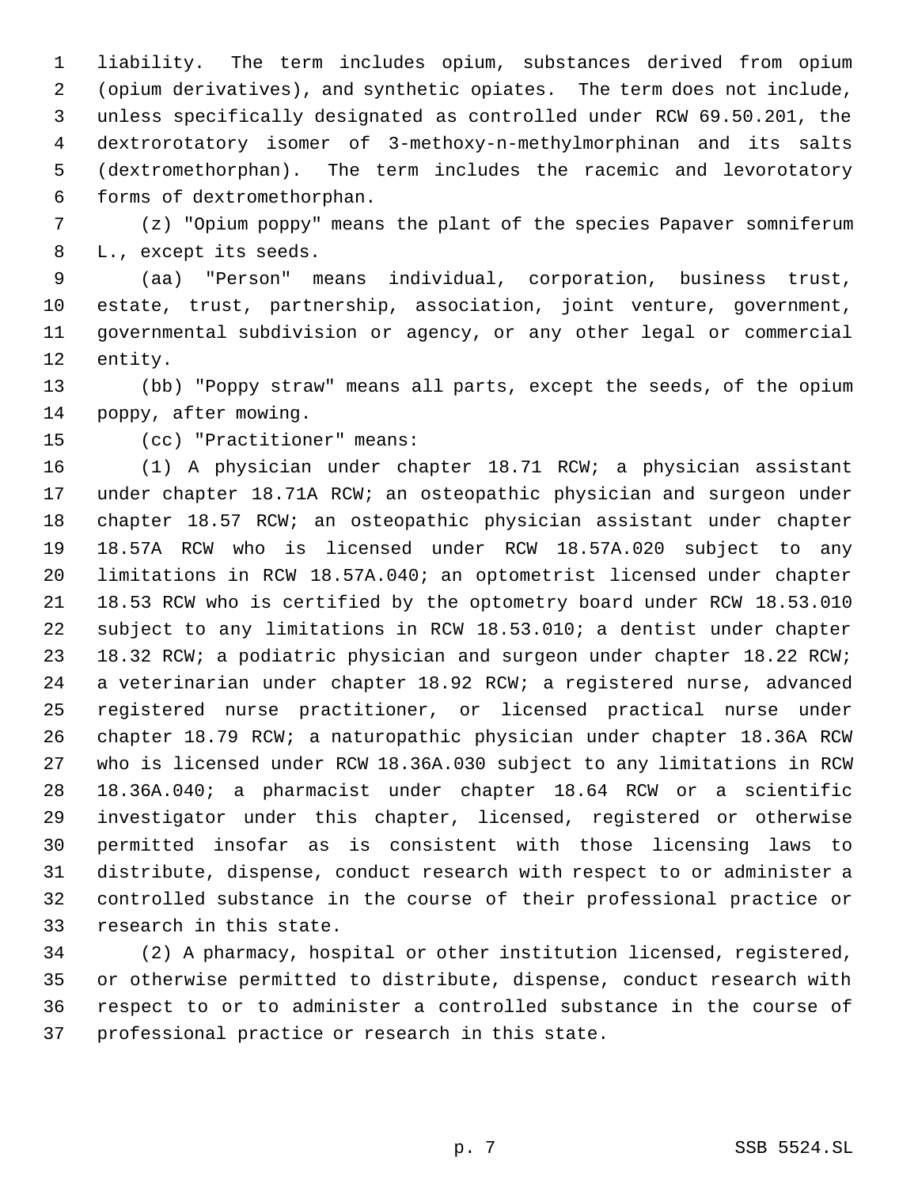liability. The term includes opium, substances derived from opium (opium derivatives), and synthetic opiates. The term does not include, unless specifically designated as controlled under RCW 69.50.201, the dextrorotatory isomer of 3-methoxy-n-methylmorphinan and its salts (dextromethorphan). The term includes the racemic and levorotatory forms of dextromethorphan.

(z) "Opium poppy" means the plant of the species Papaver somniferum L., except its seeds.

(aa) "Person" means individual, corporation, business trust, estate, trust, partnership, association, joint venture, government, governmental subdivision or agency, or any other legal or commercial entity.

(bb) "Poppy straw" means all parts, except the seeds, of the opium poppy, after mowing.

(cc) "Practitioner" means:

(1) A physician under chapter 18.71 RCW; a physician assistant under chapter 18.71A RCW; an osteopathic physician and surgeon under chapter 18.57 RCW; an osteopathic physician assistant under chapter 18.57A RCW who is licensed under RCW 18.57A.020 subject to any limitations in RCW 18.57A.040; an optometrist licensed under chapter 18.53 RCW who is certified by the optometry board under RCW 18.53.010 subject to any limitations in RCW 18.53.010; a dentist under chapter 18.32 RCW; a podiatric physician and surgeon under chapter 18.22 RCW; a veterinarian under chapter 18.92 RCW; a registered nurse, advanced registered nurse practitioner, or licensed practical nurse under chapter 18.79 RCW; a naturopathic physician under chapter 18.36A RCW who is licensed under RCW 18.36A.030 subject to any limitations in RCW 18.36A.040; a pharmacist under chapter 18.64 RCW or a scientific investigator under this chapter, licensed, registered or otherwise permitted insofar as is consistent with those licensing laws to distribute, dispense, conduct research with respect to or administer a controlled substance in the course of their professional practice or research in this state.

(2) A pharmacy, hospital or other institution licensed, registered, or otherwise permitted to distribute, dispense, conduct research with respect to or to administer a controlled substance in the course of professional practice or research in this state.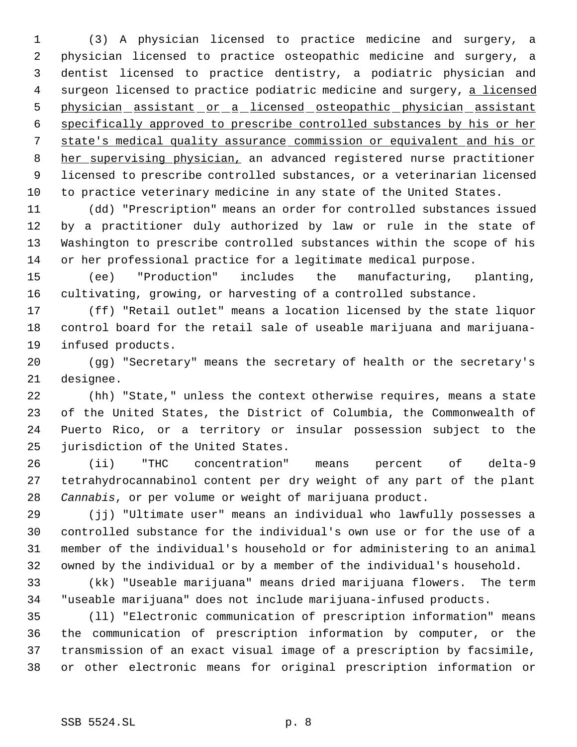(3) A physician licensed to practice medicine and surgery, a physician licensed to practice osteopathic medicine and surgery, a dentist licensed to practice dentistry, a podiatric physician and surgeon licensed to practice podiatric medicine and surgery, <u>a licensed physician assistant or a licensed osteopathic physician assistant specifically approved to prescribe controlled substances by his or her state's medical quality assurance commission or equivalent and his or her supervising physician,</u> an advanced registered nurse practitioner licensed to prescribe controlled substances, or a veterinarian licensed to practice veterinary medicine in any state of the United States.

(dd) "Prescription" means an order for controlled substances issued by a practitioner duly authorized by law or rule in the state of Washington to prescribe controlled substances within the scope of his or her professional practice for a legitimate medical purpose.

(ee) "Production" includes the manufacturing, planting, cultivating, growing, or harvesting of a controlled substance.

(ff) "Retail outlet" means a location licensed by the state liquor control board for the retail sale of useable marijuana and marijuana-infused products.

(gg) "Secretary" means the secretary of health or the secretary's designee.

(hh) "State," unless the context otherwise requires, means a state of the United States, the District of Columbia, the Commonwealth of Puerto Rico, or a territory or insular possession subject to the jurisdiction of the United States.

(ii) "THC concentration" means percent of delta-9 tetrahydrocannabinol content per dry weight of any part of the plant *Cannabis*, or per volume or weight of marijuana product.

(jj) "Ultimate user" means an individual who lawfully possesses a controlled substance for the individual's own use or for the use of a member of the individual's household or for administering to an animal owned by the individual or by a member of the individual's household.

(kk) "Useable marijuana" means dried marijuana flowers. The term "useable marijuana" does not include marijuana-infused products.

(ll) "Electronic communication of prescription information" means the communication of prescription information by computer, or the transmission of an exact visual image of a prescription by facsimile, or other electronic means for original prescription information or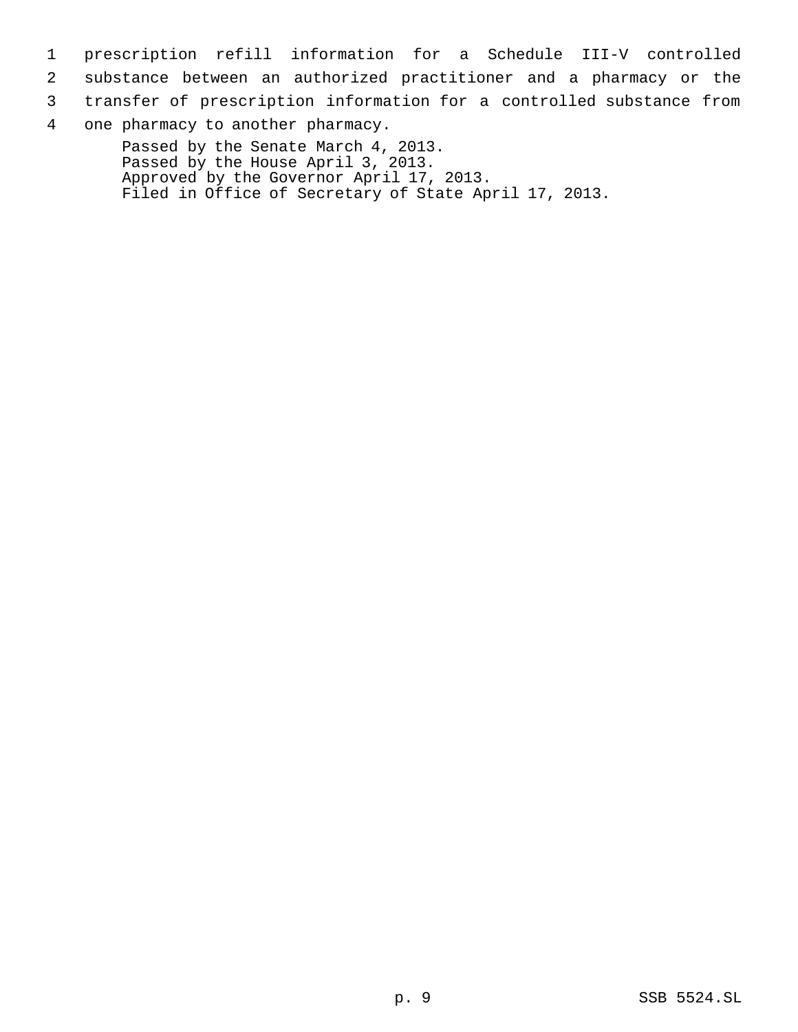prescription refill information for a Schedule III-V controlled substance between an authorized practitioner and a pharmacy or the transfer of prescription information for a controlled substance from one pharmacy to another pharmacy.

Passed by the Senate March 4, 2013.
Passed by the House April 3, 2013.
Approved by the Governor April 17, 2013.
Filed in Office of Secretary of State April 17, 2013.